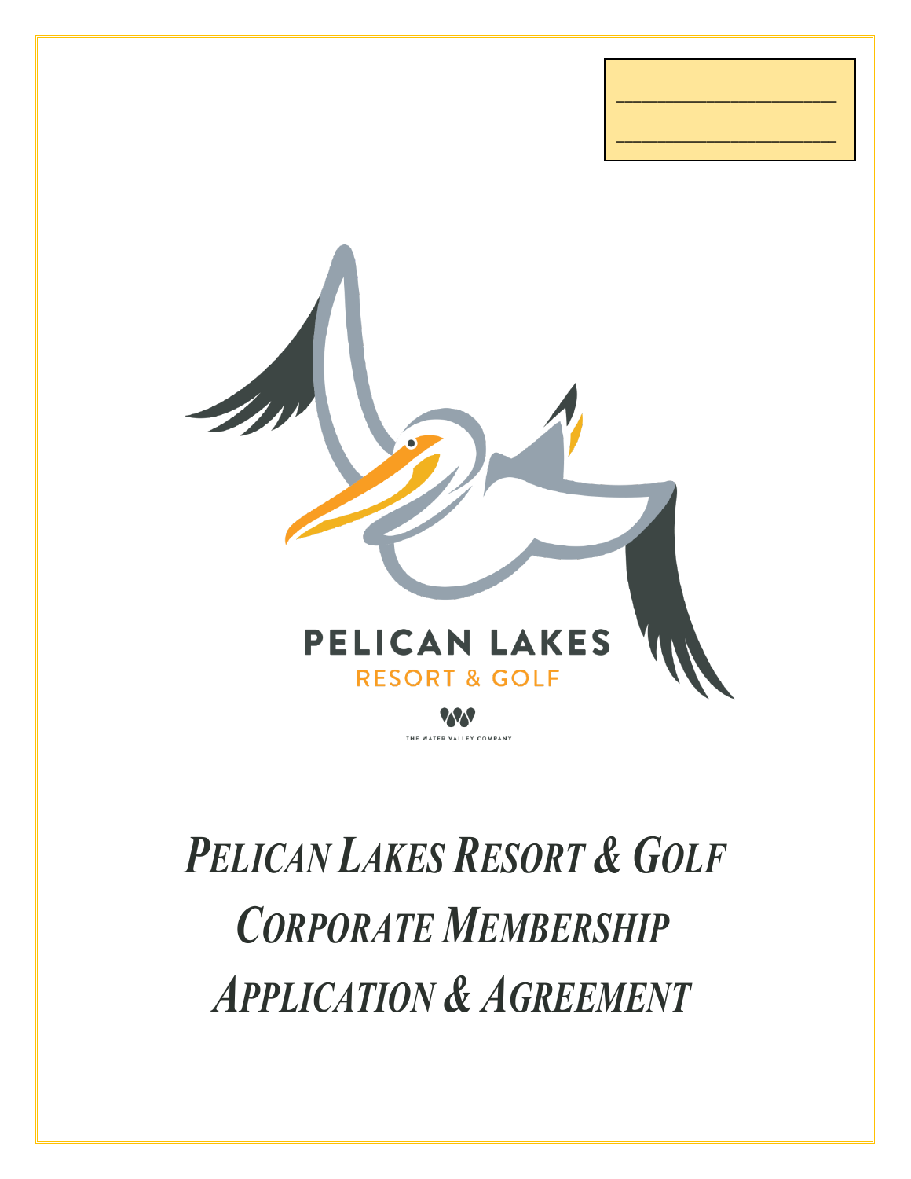_____________________

_____________________

PELICAN LAKES

RESORT & GOLF

THE WATER VALLEY COMPANY

# *PELICAN LAKES RESORT & GOLF CORPORATE MEMBERSHIP APPLICATION & AGREEMENT*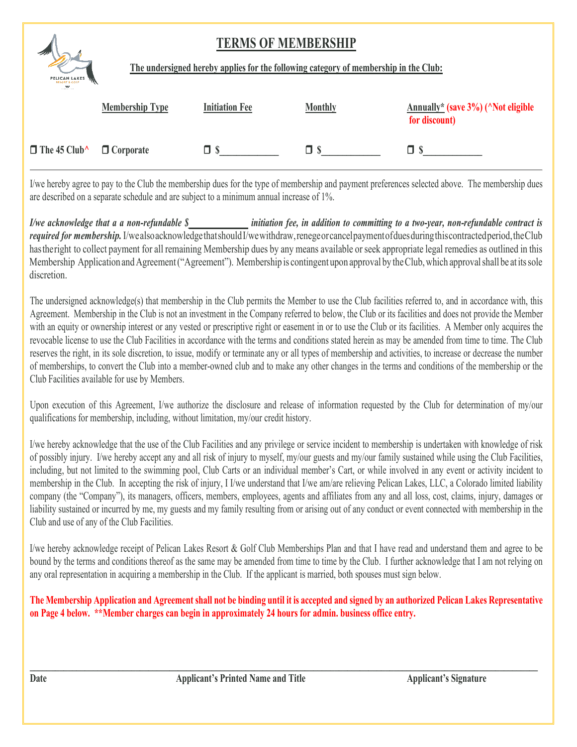# TERMS OF MEMBERSHIP

**The undersigned hereby applies for the following category of membership in the Club:**

| | Membership Type | Initiation Fee | Monthly | Annually* (save 3%) (^Not eligible for discount) |
|---|---|---|---|---|
| ❒ The 45 Club^ | ❒ Corporate | ❒ $____________ | ❒ $____________ | ❒ $____________ |

I/we hereby agree to pay to the Club the membership dues for the type of membership and payment preferences selected above. The membership dues are described on a separate schedule and are subject to a minimum annual increase of 1%.

***I/we acknowledge that a a non-refundable $___________ initiation fee, in addition to committing to a two-year, non-refundable contract is required for membership.*** I/we also acknowledge that should I/we withdraw, renege or cancel payment of dues during this contracted period, the Club has the right to collect payment for all remaining Membership dues by any means available or seek appropriate legal remedies as outlined in this Membership Application and Agreement ("Agreement"). Membership is contingent upon approval by the Club, which approval shall be at its sole discretion.

The undersigned acknowledge(s) that membership in the Club permits the Member to use the Club facilities referred to, and in accordance with, this Agreement. Membership in the Club is not an investment in the Company referred to below, the Club or its facilities and does not provide the Member with an equity or ownership interest or any vested or prescriptive right or easement in or to use the Club or its facilities. A Member only acquires the revocable license to use the Club Facilities in accordance with the terms and conditions stated herein as may be amended from time to time. The Club reserves the right, in its sole discretion, to issue, modify or terminate any or all types of membership and activities, to increase or decrease the number of memberships, to convert the Club into a member-owned club and to make any other changes in the terms and conditions of the membership or the Club Facilities available for use by Members.

Upon execution of this Agreement, I/we authorize the disclosure and release of information requested by the Club for determination of my/our qualifications for membership, including, without limitation, my/our credit history.

I/we hereby acknowledge that the use of the Club Facilities and any privilege or service incident to membership is undertaken with knowledge of risk of possibly injury. I/we hereby accept any and all risk of injury to myself, my/our guests and my/our family sustained while using the Club Facilities, including, but not limited to the swimming pool, Club Carts or an individual member's Cart, or while involved in any event or activity incident to membership in the Club. In accepting the risk of injury, I I/we understand that I/we am/are relieving Pelican Lakes, LLC, a Colorado limited liability company (the "Company"), its managers, officers, members, employees, agents and affiliates from any and all loss, cost, claims, injury, damages or liability sustained or incurred by me, my guests and my family resulting from or arising out of any conduct or event connected with membership in the Club and use of any of the Club Facilities.

I/we hereby acknowledge receipt of Pelican Lakes Resort & Golf Club Memberships Plan and that I have read and understand them and agree to be bound by the terms and conditions thereof as the same may be amended from time to time by the Club. I further acknowledge that I am not relying on any oral representation in acquiring a membership in the Club. If the applicant is married, both spouses must sign below.

**The Membership Application and Agreement shall not be binding until it is accepted and signed by an authorized Pelican Lakes Representative on Page 4 below. **Member charges can begin in approximately 24 hours for admin. business office entry.**

______________________________________________________________________________________________

**Date** **Applicant's Printed Name and Title** **Applicant's Signature**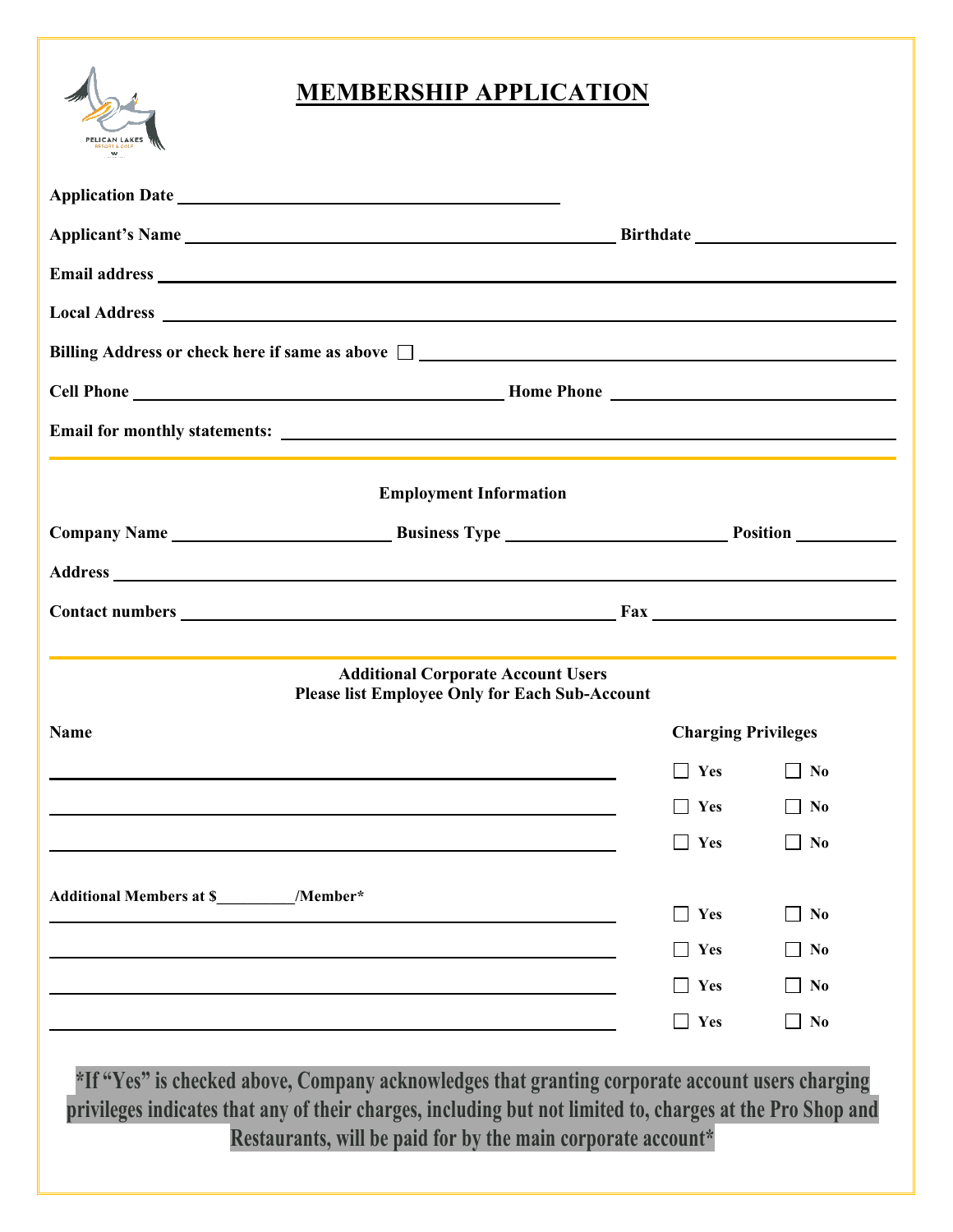# MEMBERSHIP APPLICATION

**Application Date** ______________________________

**Applicant's Name** ______________________________ **Birthdate** ______________________

**Email address** ______________________________________________________________

**Local Address** ______________________________________________________________

**Billing Address or check here if same as above** ☐ ____________________________________

**Cell Phone** ______________________________ **Home Phone** ______________________

**Email for monthly statements:** ________________________________________________

---

**Employment Information**

**Company Name** ____________________ **Business Type** ____________________ **Position** __________

**Address** ______________________________________________________________

**Contact numbers** ______________________________ **Fax** ______________________

---

**Additional Corporate Account Users**
**Please list Employee Only for Each Sub-Account**

| Name | Charging Privileges | |
|---|---|---|
| ______________________________ | ☐ Yes | ☐ No |
| ______________________________ | ☐ Yes | ☐ No |
| ______________________________ | ☐ Yes | ☐ No |

**Additional Members at $_________/Member***

| | | |
|---|---|---|
| ______________________________ | ☐ Yes | ☐ No |
| ______________________________ | ☐ Yes | ☐ No |
| ______________________________ | ☐ Yes | ☐ No |
| ______________________________ | ☐ Yes | ☐ No |

**\*If "Yes" is checked above, Company acknowledges that granting corporate account users charging privileges indicates that any of their charges, including but not limited to, charges at the Pro Shop and Restaurants, will be paid for by the main corporate account\***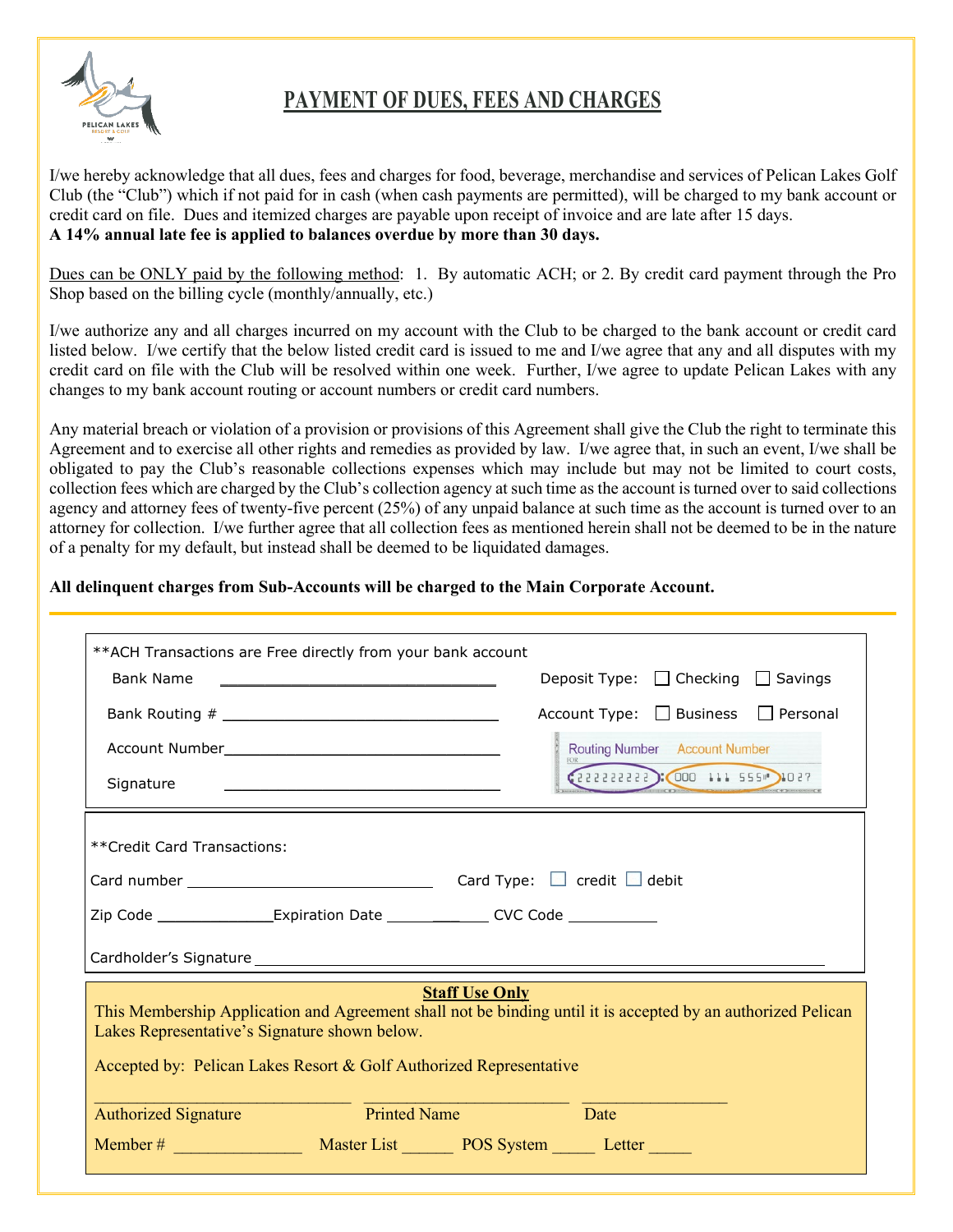# PAYMENT OF DUES, FEES AND CHARGES

I/we hereby acknowledge that all dues, fees and charges for food, beverage, merchandise and services of Pelican Lakes Golf Club (the "Club") which if not paid for in cash (when cash payments are permitted), will be charged to my bank account or credit card on file. Dues and itemized charges are payable upon receipt of invoice and are late after 15 days.
**A 14% annual late fee is applied to balances overdue by more than 30 days.**

Dues can be ONLY paid by the following method: 1. By automatic ACH; or 2. By credit card payment through the Pro Shop based on the billing cycle (monthly/annually, etc.)

I/we authorize any and all charges incurred on my account with the Club to be charged to the bank account or credit card listed below. I/we certify that the below listed credit card is issued to me and I/we agree that any and all disputes with my credit card on file with the Club will be resolved within one week. Further, I/we agree to update Pelican Lakes with any changes to my bank account routing or account numbers or credit card numbers.

Any material breach or violation of a provision or provisions of this Agreement shall give the Club the right to terminate this Agreement and to exercise all other rights and remedies as provided by law. I/we agree that, in such an event, I/we shall be obligated to pay the Club's reasonable collections expenses which may include but may not be limited to court costs, collection fees which are charged by the Club's collection agency at such time as the account is turned over to said collections agency and attorney fees of twenty-five percent (25%) of any unpaid balance at such time as the account is turned over to an attorney for collection. I/we further agree that all collection fees as mentioned herein shall not be deemed to be in the nature of a penalty for my default, but instead shall be deemed to be liquidated damages.

**All delinquent charges from Sub-Accounts will be charged to the Main Corporate Account.**

---

**ACH Transactions are Free directly from your bank account

Bank Name ______________________ Deposit Type: ☐ Checking ☐ Savings

Bank Routing # ______________________ Account Type: ☐ Business ☐ Personal

Account Number ______________________

Signature ______________________

(Routing Number: 222222222 | Account Number: 000 111 555 | 1027)

---

**Credit Card Transactions:

Card number ______________________ Card Type: ☐ credit ☐ debit

Zip Code ____________ Expiration Date ____________ CVC Code __________

Cardholder's Signature ______________________________________________

---

**Staff Use Only**

This Membership Application and Agreement shall not be binding until it is accepted by an authorized Pelican Lakes Representative's Signature shown below.

Accepted by: Pelican Lakes Resort & Golf Authorized Representative

______________________ ______________________ ______________________
Authorized Signature Printed Name Date

Member # ______________ Master List ______ POS System _____ Letter _____